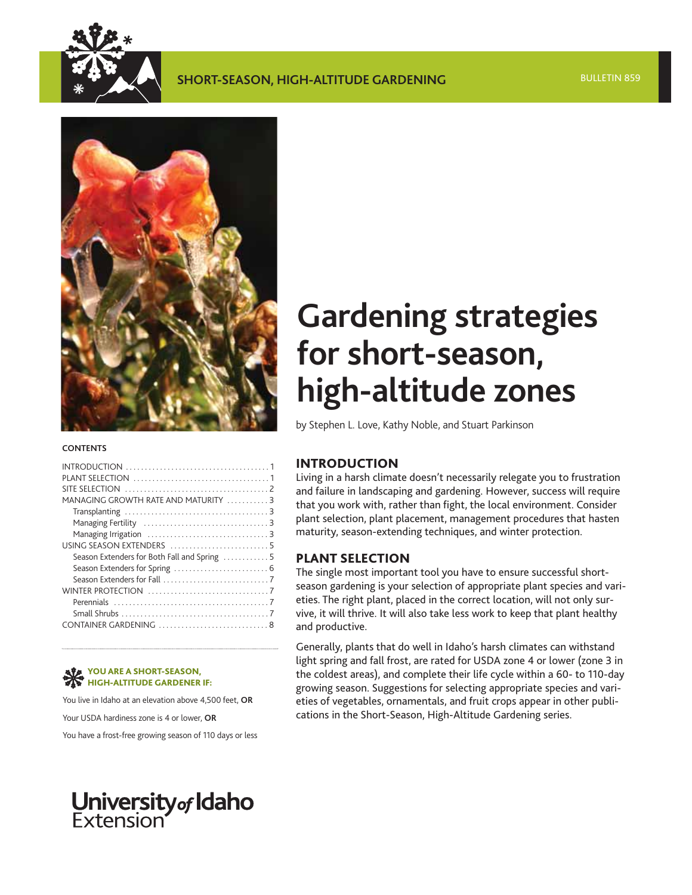SHORT-SEASON, HIGH-ALTITUDE GARDENING

BULLETIN 859

# Gardening strategies for short-season, high-altitude zones

by Stephen L. Love, Kathy Noble, and Stuart Parkinson

**CONTENTS**

- INTRODUCTION .... 1
- PLANT SELECTION .... 1
- SITE SELECTION .... 2
- MANAGING GROWTH RATE AND MATURITY .... 3
  - Transplanting .... 3
  - Managing Fertility .... 3
  - Managing Irrigation .... 3
- USING SEASON EXTENDERS .... 5
  - Season Extenders for Both Fall and Spring .... 5
  - Season Extenders for Spring .... 6
  - Season Extenders for Fall .... 7
- WINTER PROTECTION .... 7
  - Perennials .... 7
  - Small Shrubs .... 7
- CONTAINER GARDENING .... 8

**YOU ARE A SHORT-SEASON, HIGH-ALTITUDE GARDENER IF:**

You live in Idaho at an elevation above 4,500 feet, **OR**

Your USDA hardiness zone is 4 or lower, **OR**

You have a frost-free growing season of 110 days or less

## INTRODUCTION

Living in a harsh climate doesn't necessarily relegate you to frustration and failure in landscaping and gardening. However, success will require that you work with, rather than fight, the local environment. Consider plant selection, plant placement, management procedures that hasten maturity, season-extending techniques, and winter protection.

## PLANT SELECTION

The single most important tool you have to ensure successful short-season gardening is your selection of appropriate plant species and varieties. The right plant, placed in the correct location, will not only survive, it will thrive. It will also take less work to keep that plant healthy and productive.

Generally, plants that do well in Idaho's harsh climates can withstand light spring and fall frost, are rated for USDA zone 4 or lower (zone 3 in the coldest areas), and complete their life cycle within a 60- to 110-day growing season. Suggestions for selecting appropriate species and varieties of vegetables, ornamentals, and fruit crops appear in other publications in the Short-Season, High-Altitude Gardening series.

University of Idaho Extension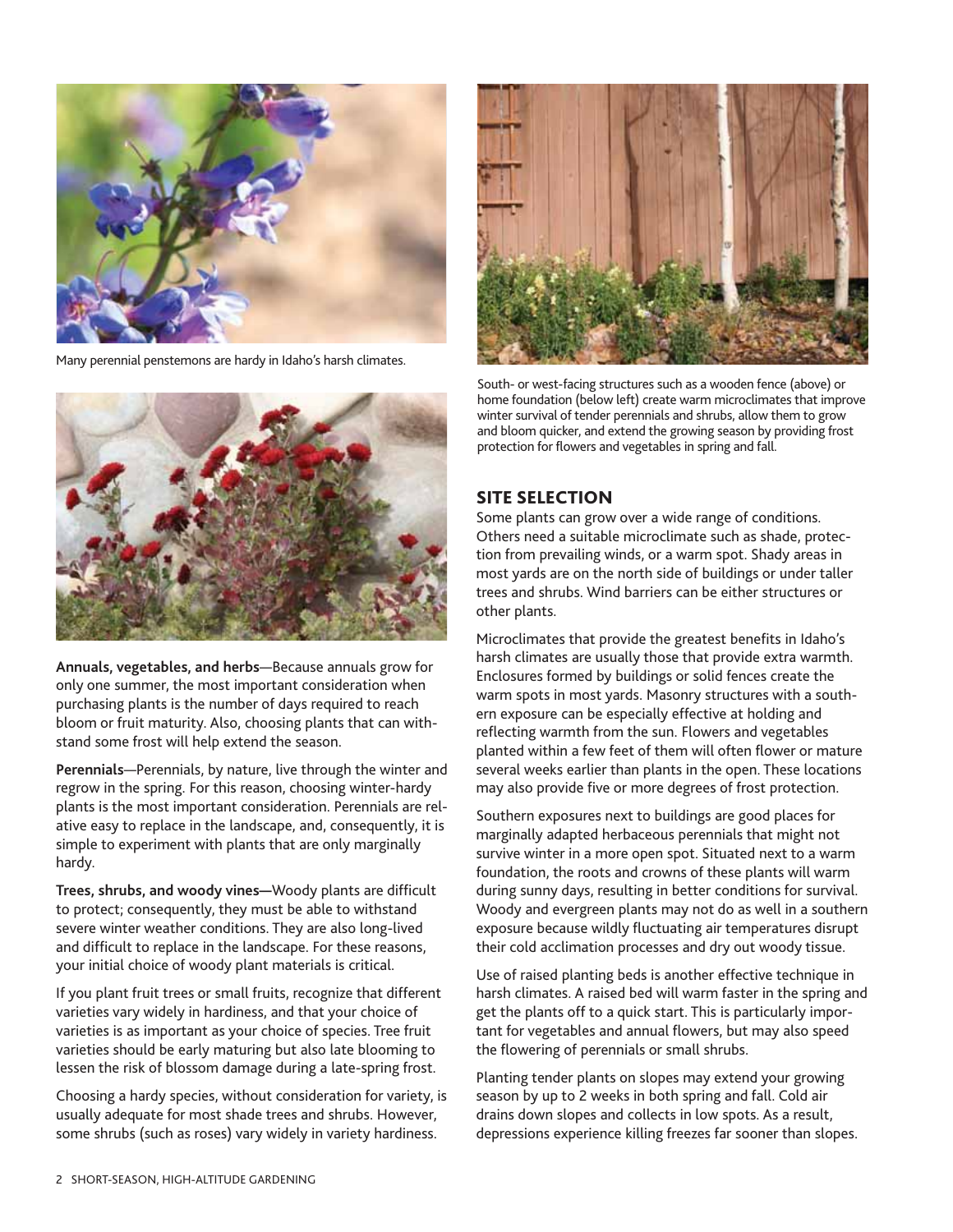Many perennial penstemons are hardy in Idaho's harsh climates.

**Annuals, vegetables, and herbs**—Because annuals grow for only one summer, the most important consideration when purchasing plants is the number of days required to reach bloom or fruit maturity. Also, choosing plants that can withstand some frost will help extend the season.

**Perennials**—Perennials, by nature, live through the winter and regrow in the spring. For this reason, choosing winter-hardy plants is the most important consideration. Perennials are relative easy to replace in the landscape, and, consequently, it is simple to experiment with plants that are only marginally hardy.

**Trees, shrubs, and woody vines—**Woody plants are difficult to protect; consequently, they must be able to withstand severe winter weather conditions. They are also long-lived and difficult to replace in the landscape. For these reasons, your initial choice of woody plant materials is critical.

If you plant fruit trees or small fruits, recognize that different varieties vary widely in hardiness, and that your choice of varieties is as important as your choice of species. Tree fruit varieties should be early maturing but also late blooming to lessen the risk of blossom damage during a late-spring frost.

Choosing a hardy species, without consideration for variety, is usually adequate for most shade trees and shrubs. However, some shrubs (such as roses) vary widely in variety hardiness.

South- or west-facing structures such as a wooden fence (above) or home foundation (below left) create warm microclimates that improve winter survival of tender perennials and shrubs, allow them to grow and bloom quicker, and extend the growing season by providing frost protection for flowers and vegetables in spring and fall.

## SITE SELECTION

Some plants can grow over a wide range of conditions. Others need a suitable microclimate such as shade, protection from prevailing winds, or a warm spot. Shady areas in most yards are on the north side of buildings or under taller trees and shrubs. Wind barriers can be either structures or other plants.

Microclimates that provide the greatest benefits in Idaho's harsh climates are usually those that provide extra warmth. Enclosures formed by buildings or solid fences create the warm spots in most yards. Masonry structures with a southern exposure can be especially effective at holding and reflecting warmth from the sun. Flowers and vegetables planted within a few feet of them will often flower or mature several weeks earlier than plants in the open. These locations may also provide five or more degrees of frost protection.

Southern exposures next to buildings are good places for marginally adapted herbaceous perennials that might not survive winter in a more open spot. Situated next to a warm foundation, the roots and crowns of these plants will warm during sunny days, resulting in better conditions for survival. Woody and evergreen plants may not do as well in a southern exposure because wildly fluctuating air temperatures disrupt their cold acclimation processes and dry out woody tissue.

Use of raised planting beds is another effective technique in harsh climates. A raised bed will warm faster in the spring and get the plants off to a quick start. This is particularly important for vegetables and annual flowers, but may also speed the flowering of perennials or small shrubs.

Planting tender plants on slopes may extend your growing season by up to 2 weeks in both spring and fall. Cold air drains down slopes and collects in low spots. As a result, depressions experience killing freezes far sooner than slopes.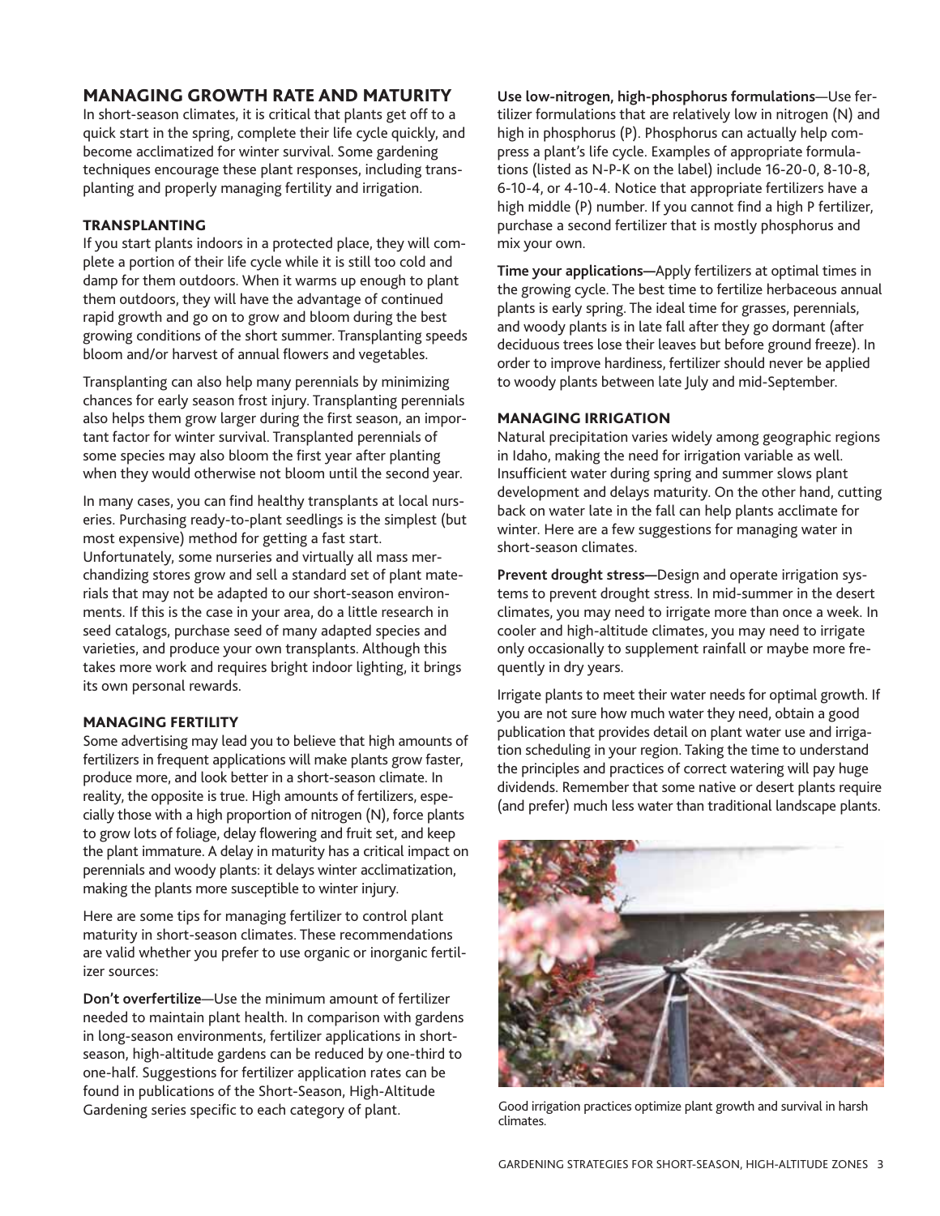## MANAGING GROWTH RATE AND MATURITY

In short-season climates, it is critical that plants get off to a quick start in the spring, complete their life cycle quickly, and become acclimatized for winter survival. Some gardening techniques encourage these plant responses, including transplanting and properly managing fertility and irrigation.

### TRANSPLANTING

If you start plants indoors in a protected place, they will complete a portion of their life cycle while it is still too cold and damp for them outdoors. When it warms up enough to plant them outdoors, they will have the advantage of continued rapid growth and go on to grow and bloom during the best growing conditions of the short summer. Transplanting speeds bloom and/or harvest of annual flowers and vegetables.

Transplanting can also help many perennials by minimizing chances for early season frost injury. Transplanting perennials also helps them grow larger during the first season, an important factor for winter survival. Transplanted perennials of some species may also bloom the first year after planting when they would otherwise not bloom until the second year.

In many cases, you can find healthy transplants at local nurseries. Purchasing ready-to-plant seedlings is the simplest (but most expensive) method for getting a fast start. Unfortunately, some nurseries and virtually all mass merchandizing stores grow and sell a standard set of plant materials that may not be adapted to our short-season environments. If this is the case in your area, do a little research in seed catalogs, purchase seed of many adapted species and varieties, and produce your own transplants. Although this takes more work and requires bright indoor lighting, it brings its own personal rewards.

### MANAGING FERTILITY

Some advertising may lead you to believe that high amounts of fertilizers in frequent applications will make plants grow faster, produce more, and look better in a short-season climate. In reality, the opposite is true. High amounts of fertilizers, especially those with a high proportion of nitrogen (N), force plants to grow lots of foliage, delay flowering and fruit set, and keep the plant immature. A delay in maturity has a critical impact on perennials and woody plants: it delays winter acclimatization, making the plants more susceptible to winter injury.

Here are some tips for managing fertilizer to control plant maturity in short-season climates. These recommendations are valid whether you prefer to use organic or inorganic fertilizer sources:

**Don't overfertilize**—Use the minimum amount of fertilizer needed to maintain plant health. In comparison with gardens in long-season environments, fertilizer applications in short-season, high-altitude gardens can be reduced by one-third to one-half. Suggestions for fertilizer application rates can be found in publications of the Short-Season, High-Altitude Gardening series specific to each category of plant.

**Use low-nitrogen, high-phosphorus formulations**—Use fertilizer formulations that are relatively low in nitrogen (N) and high in phosphorus (P). Phosphorus can actually help compress a plant's life cycle. Examples of appropriate formulations (listed as N-P-K on the label) include 16-20-0, 8-10-8, 6-10-4, or 4-10-4. Notice that appropriate fertilizers have a high middle (P) number. If you cannot find a high P fertilizer, purchase a second fertilizer that is mostly phosphorus and mix your own.

**Time your applications—**Apply fertilizers at optimal times in the growing cycle. The best time to fertilize herbaceous annual plants is early spring. The ideal time for grasses, perennials, and woody plants is in late fall after they go dormant (after deciduous trees lose their leaves but before ground freeze). In order to improve hardiness, fertilizer should never be applied to woody plants between late July and mid-September.

### MANAGING IRRIGATION

Natural precipitation varies widely among geographic regions in Idaho, making the need for irrigation variable as well. Insufficient water during spring and summer slows plant development and delays maturity. On the other hand, cutting back on water late in the fall can help plants acclimate for winter. Here are a few suggestions for managing water in short-season climates.

**Prevent drought stress—**Design and operate irrigation systems to prevent drought stress. In mid-summer in the desert climates, you may need to irrigate more than once a week. In cooler and high-altitude climates, you may need to irrigate only occasionally to supplement rainfall or maybe more frequently in dry years.

Irrigate plants to meet their water needs for optimal growth. If you are not sure how much water they need, obtain a good publication that provides detail on plant water use and irrigation scheduling in your region. Taking the time to understand the principles and practices of correct watering will pay huge dividends. Remember that some native or desert plants require (and prefer) much less water than traditional landscape plants.

Good irrigation practices optimize plant growth and survival in harsh climates.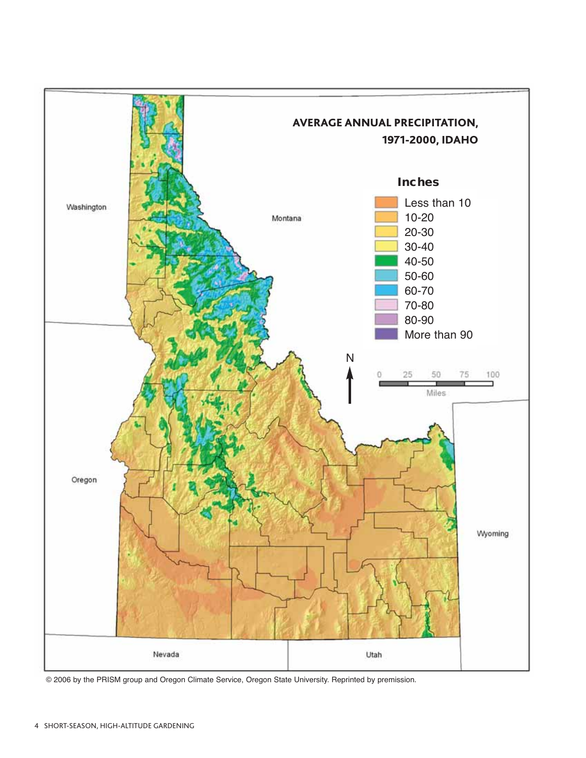**AVERAGE ANNUAL PRECIPITATION, 1971-2000, IDAHO**

**Inches**

- Less than 10
- 10-20
- 20-30
- 30-40
- 40-50
- 50-60
- 60-70
- 70-80
- 80-90
- More than 90

© 2006 by the PRISM group and Oregon Climate Service, Oregon State University. Reprinted by premission.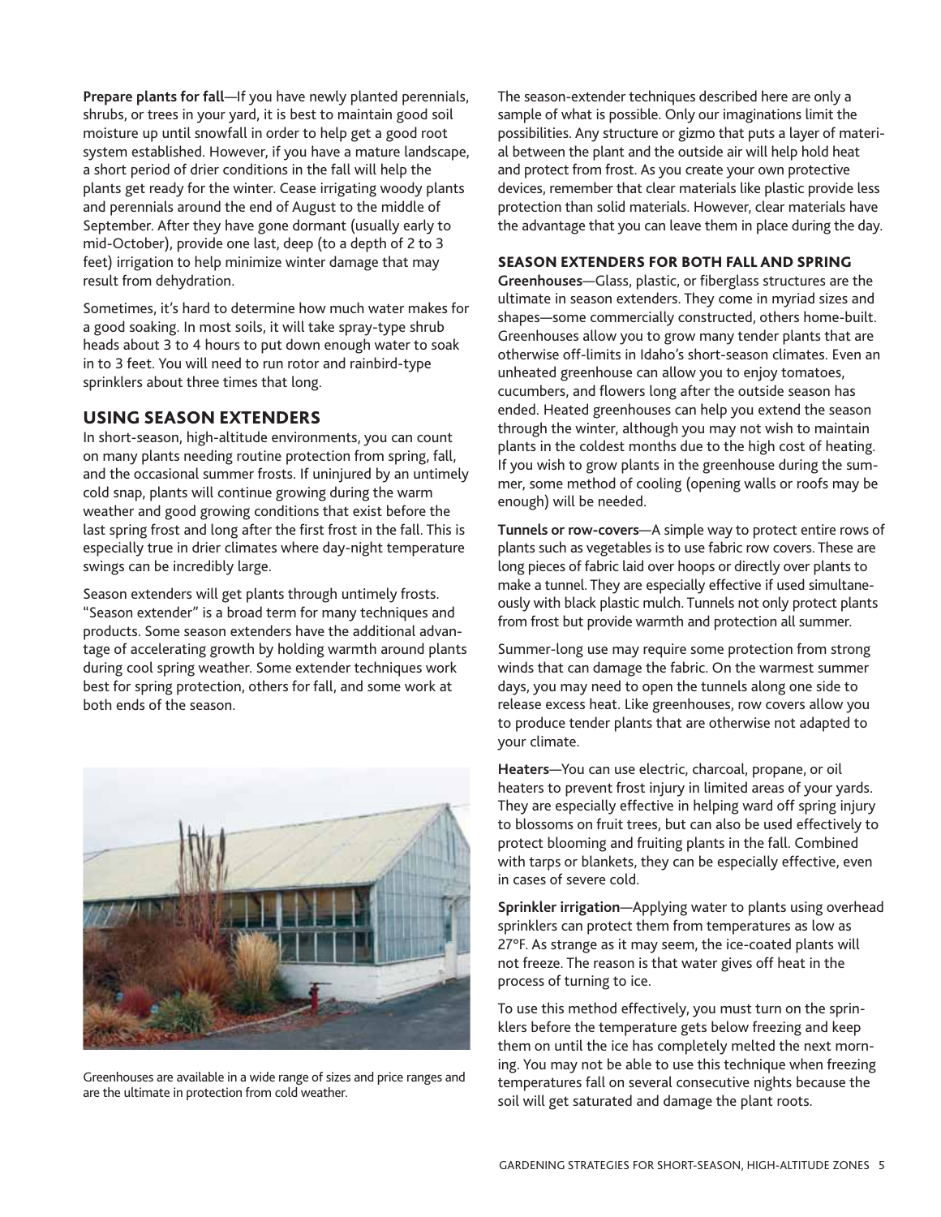**Prepare plants for fall**—If you have newly planted perennials, shrubs, or trees in your yard, it is best to maintain good soil moisture up until snowfall in order to help get a good root system established. However, if you have a mature landscape, a short period of drier conditions in the fall will help the plants get ready for the winter. Cease irrigating woody plants and perennials around the end of August to the middle of September. After they have gone dormant (usually early to mid-October), provide one last, deep (to a depth of 2 to 3 feet) irrigation to help minimize winter damage that may result from dehydration.

Sometimes, it's hard to determine how much water makes for a good soaking. In most soils, it will take spray-type shrub heads about 3 to 4 hours to put down enough water to soak in to 3 feet. You will need to run rotor and rainbird-type sprinklers about three times that long.

## USING SEASON EXTENDERS

In short-season, high-altitude environments, you can count on many plants needing routine protection from spring, fall, and the occasional summer frosts. If uninjured by an untimely cold snap, plants will continue growing during the warm weather and good growing conditions that exist before the last spring frost and long after the first frost in the fall. This is especially true in drier climates where day-night temperature swings can be incredibly large.

Season extenders will get plants through untimely frosts. "Season extender" is a broad term for many techniques and products. Some season extenders have the additional advantage of accelerating growth by holding warmth around plants during cool spring weather. Some extender techniques work best for spring protection, others for fall, and some work at both ends of the season.

Greenhouses are available in a wide range of sizes and price ranges and are the ultimate in protection from cold weather.

The season-extender techniques described here are only a sample of what is possible. Only our imaginations limit the possibilities. Any structure or gizmo that puts a layer of material between the plant and the outside air will help hold heat and protect from frost. As you create your own protective devices, remember that clear materials like plastic provide less protection than solid materials. However, clear materials have the advantage that you can leave them in place during the day.

### SEASON EXTENDERS FOR BOTH FALL AND SPRING

**Greenhouses**—Glass, plastic, or fiberglass structures are the ultimate in season extenders. They come in myriad sizes and shapes—some commercially constructed, others home-built. Greenhouses allow you to grow many tender plants that are otherwise off-limits in Idaho's short-season climates. Even an unheated greenhouse can allow you to enjoy tomatoes, cucumbers, and flowers long after the outside season has ended. Heated greenhouses can help you extend the season through the winter, although you may not wish to maintain plants in the coldest months due to the high cost of heating. If you wish to grow plants in the greenhouse during the summer, some method of cooling (opening walls or roofs may be enough) will be needed.

**Tunnels or row-covers**—A simple way to protect entire rows of plants such as vegetables is to use fabric row covers. These are long pieces of fabric laid over hoops or directly over plants to make a tunnel. They are especially effective if used simultaneously with black plastic mulch. Tunnels not only protect plants from frost but provide warmth and protection all summer.

Summer-long use may require some protection from strong winds that can damage the fabric. On the warmest summer days, you may need to open the tunnels along one side to release excess heat. Like greenhouses, row covers allow you to produce tender plants that are otherwise not adapted to your climate.

**Heaters**—You can use electric, charcoal, propane, or oil heaters to prevent frost injury in limited areas of your yards. They are especially effective in helping ward off spring injury to blossoms on fruit trees, but can also be used effectively to protect blooming and fruiting plants in the fall. Combined with tarps or blankets, they can be especially effective, even in cases of severe cold.

**Sprinkler irrigation**—Applying water to plants using overhead sprinklers can protect them from temperatures as low as 27°F. As strange as it may seem, the ice-coated plants will not freeze. The reason is that water gives off heat in the process of turning to ice.

To use this method effectively, you must turn on the sprinklers before the temperature gets below freezing and keep them on until the ice has completely melted the next morning. You may not be able to use this technique when freezing temperatures fall on several consecutive nights because the soil will get saturated and damage the plant roots.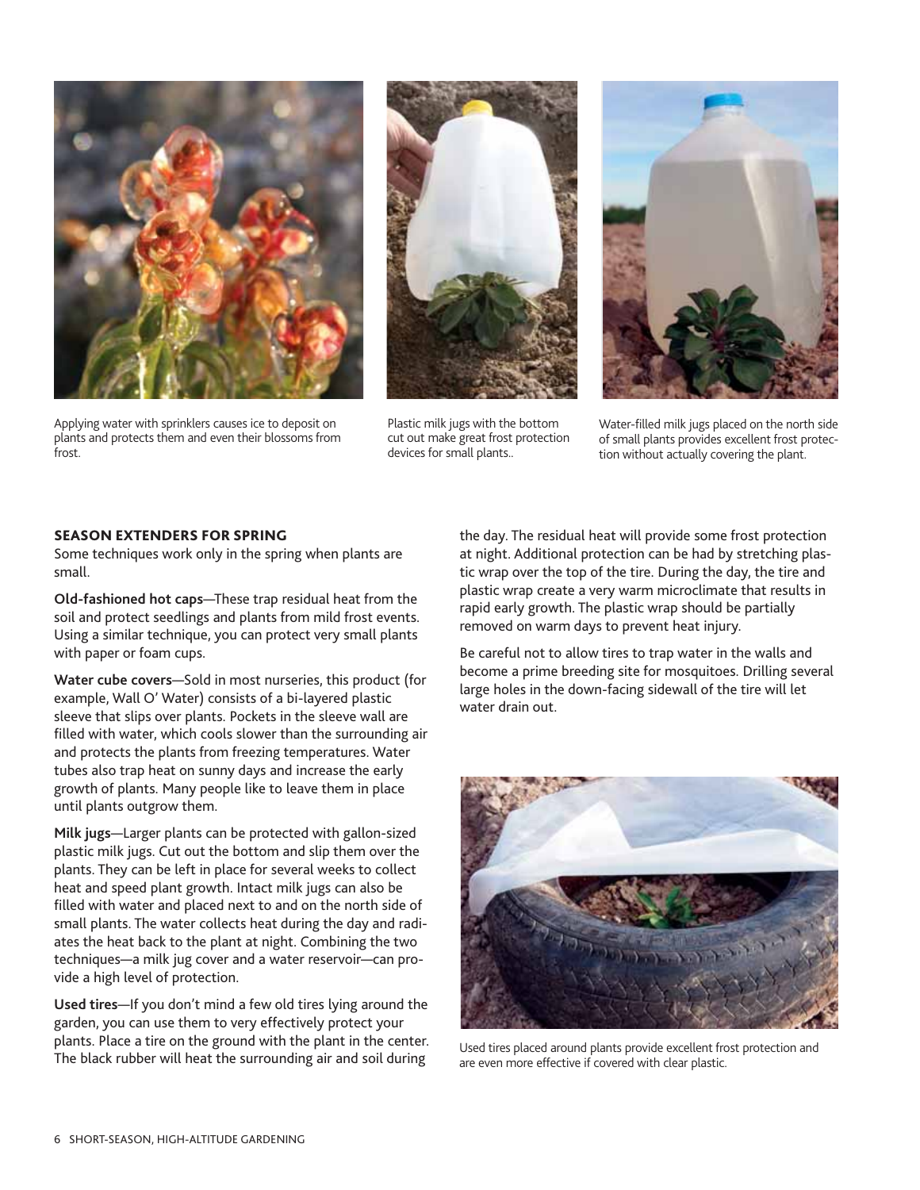Applying water with sprinklers causes ice to deposit on plants and protects them and even their blossoms from frost.

Plastic milk jugs with the bottom cut out make great frost protection devices for small plants..

Water-filled milk jugs placed on the north side of small plants provides excellent frost protection without actually covering the plant.

## SEASON EXTENDERS FOR SPRING

Some techniques work only in the spring when plants are small.

**Old-fashioned hot caps**—These trap residual heat from the soil and protect seedlings and plants from mild frost events. Using a similar technique, you can protect very small plants with paper or foam cups.

**Water cube covers**—Sold in most nurseries, this product (for example, Wall O' Water) consists of a bi-layered plastic sleeve that slips over plants. Pockets in the sleeve wall are filled with water, which cools slower than the surrounding air and protects the plants from freezing temperatures. Water tubes also trap heat on sunny days and increase the early growth of plants. Many people like to leave them in place until plants outgrow them.

**Milk jugs**—Larger plants can be protected with gallon-sized plastic milk jugs. Cut out the bottom and slip them over the plants. They can be left in place for several weeks to collect heat and speed plant growth. Intact milk jugs can also be filled with water and placed next to and on the north side of small plants. The water collects heat during the day and radiates the heat back to the plant at night. Combining the two techniques—a milk jug cover and a water reservoir—can provide a high level of protection.

**Used tires**—If you don't mind a few old tires lying around the garden, you can use them to very effectively protect your plants. Place a tire on the ground with the plant in the center. The black rubber will heat the surrounding air and soil during the day. The residual heat will provide some frost protection at night. Additional protection can be had by stretching plastic wrap over the top of the tire. During the day, the tire and plastic wrap create a very warm microclimate that results in rapid early growth. The plastic wrap should be partially removed on warm days to prevent heat injury.

Be careful not to allow tires to trap water in the walls and become a prime breeding site for mosquitoes. Drilling several large holes in the down-facing sidewall of the tire will let water drain out.

Used tires placed around plants provide excellent frost protection and are even more effective if covered with clear plastic.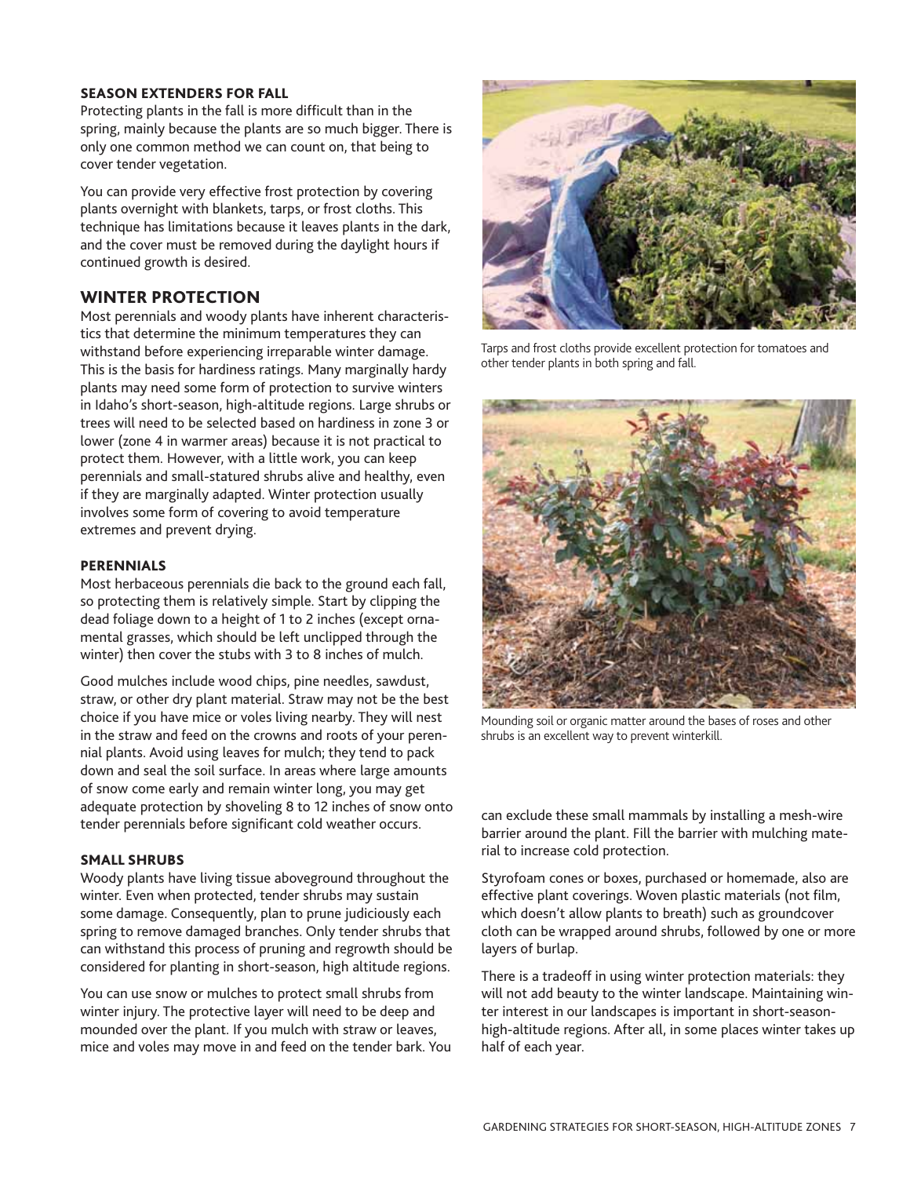### SEASON EXTENDERS FOR FALL

Protecting plants in the fall is more difficult than in the spring, mainly because the plants are so much bigger. There is only one common method we can count on, that being to cover tender vegetation.

You can provide very effective frost protection by covering plants overnight with blankets, tarps, or frost cloths. This technique has limitations because it leaves plants in the dark, and the cover must be removed during the daylight hours if continued growth is desired.

Tarps and frost cloths provide excellent protection for tomatoes and other tender plants in both spring and fall.

## WINTER PROTECTION

Most perennials and woody plants have inherent characteristics that determine the minimum temperatures they can withstand before experiencing irreparable winter damage. This is the basis for hardiness ratings. Many marginally hardy plants may need some form of protection to survive winters in Idaho's short-season, high-altitude regions. Large shrubs or trees will need to be selected based on hardiness in zone 3 or lower (zone 4 in warmer areas) because it is not practical to protect them. However, with a little work, you can keep perennials and small-statured shrubs alive and healthy, even if they are marginally adapted. Winter protection usually involves some form of covering to avoid temperature extremes and prevent drying.

### PERENNIALS

Most herbaceous perennials die back to the ground each fall, so protecting them is relatively simple. Start by clipping the dead foliage down to a height of 1 to 2 inches (except ornamental grasses, which should be left unclipped through the winter) then cover the stubs with 3 to 8 inches of mulch.

Good mulches include wood chips, pine needles, sawdust, straw, or other dry plant material. Straw may not be the best choice if you have mice or voles living nearby. They will nest in the straw and feed on the crowns and roots of your perennial plants. Avoid using leaves for mulch; they tend to pack down and seal the soil surface. In areas where large amounts of snow come early and remain winter long, you may get adequate protection by shoveling 8 to 12 inches of snow onto tender perennials before significant cold weather occurs.

### SMALL SHRUBS

Woody plants have living tissue aboveground throughout the winter. Even when protected, tender shrubs may sustain some damage. Consequently, plan to prune judiciously each spring to remove damaged branches. Only tender shrubs that can withstand this process of pruning and regrowth should be considered for planting in short-season, high altitude regions.

You can use snow or mulches to protect small shrubs from winter injury. The protective layer will need to be deep and mounded over the plant. If you mulch with straw or leaves, mice and voles may move in and feed on the tender bark. You can exclude these small mammals by installing a mesh-wire barrier around the plant. Fill the barrier with mulching material to increase cold protection.

Mounding soil or organic matter around the bases of roses and other shrubs is an excellent way to prevent winterkill.

Styrofoam cones or boxes, purchased or homemade, also are effective plant coverings. Woven plastic materials (not film, which doesn't allow plants to breath) such as groundcover cloth can be wrapped around shrubs, followed by one or more layers of burlap.

There is a tradeoff in using winter protection materials: they will not add beauty to the winter landscape. Maintaining winter interest in our landscapes is important in short-season-high-altitude regions. After all, in some places winter takes up half of each year.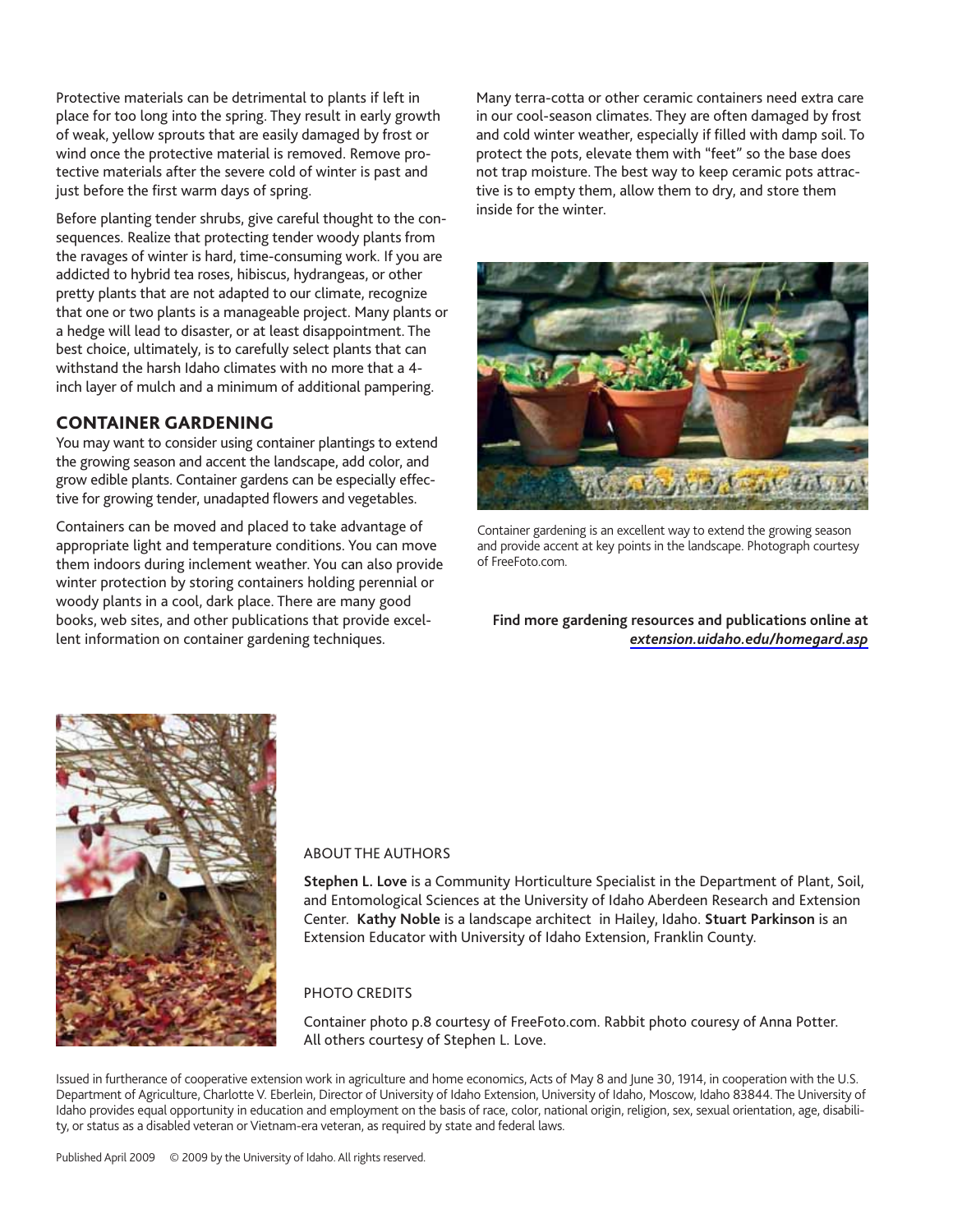Protective materials can be detrimental to plants if left in place for too long into the spring. They result in early growth of weak, yellow sprouts that are easily damaged by frost or wind once the protective material is removed. Remove protective materials after the severe cold of winter is past and just before the first warm days of spring.

Before planting tender shrubs, give careful thought to the consequences. Realize that protecting tender woody plants from the ravages of winter is hard, time-consuming work. If you are addicted to hybrid tea roses, hibiscus, hydrangeas, or other pretty plants that are not adapted to our climate, recognize that one or two plants is a manageable project. Many plants or a hedge will lead to disaster, or at least disappointment. The best choice, ultimately, is to carefully select plants that can withstand the harsh Idaho climates with no more that a 4-inch layer of mulch and a minimum of additional pampering.

## CONTAINER GARDENING

You may want to consider using container plantings to extend the growing season and accent the landscape, add color, and grow edible plants. Container gardens can be especially effective for growing tender, unadapted flowers and vegetables.

Containers can be moved and placed to take advantage of appropriate light and temperature conditions. You can move them indoors during inclement weather. You can also provide winter protection by storing containers holding perennial or woody plants in a cool, dark place. There are many good books, web sites, and other publications that provide excellent information on container gardening techniques.

Many terra-cotta or other ceramic containers need extra care in our cool-season climates. They are often damaged by frost and cold winter weather, especially if filled with damp soil. To protect the pots, elevate them with "feet" so the base does not trap moisture. The best way to keep ceramic pots attractive is to empty them, allow them to dry, and store them inside for the winter.

Container gardening is an excellent way to extend the growing season and provide accent at key points in the landscape. Photograph courtesy of FreeFoto.com.

**Find more gardening resources and publications online at *extension.uidaho.edu/homegard.asp***

ABOUT THE AUTHORS

**Stephen L. Love** is a Community Horticulture Specialist in the Department of Plant, Soil, and Entomological Sciences at the University of Idaho Aberdeen Research and Extension Center. **Kathy Noble** is a landscape architect in Hailey, Idaho. **Stuart Parkinson** is an Extension Educator with University of Idaho Extension, Franklin County.

PHOTO CREDITS

Container photo p.8 courtesy of FreeFoto.com. Rabbit photo couresy of Anna Potter. All others courtesy of Stephen L. Love.

Issued in furtherance of cooperative extension work in agriculture and home economics, Acts of May 8 and June 30, 1914, in cooperation with the U.S. Department of Agriculture, Charlotte V. Eberlein, Director of University of Idaho Extension, University of Idaho, Moscow, Idaho 83844. The University of Idaho provides equal opportunity in education and employment on the basis of race, color, national origin, religion, sex, sexual orientation, age, disability, or status as a disabled veteran or Vietnam-era veteran, as required by state and federal laws.

Published April 2009 © 2009 by the University of Idaho. All rights reserved.